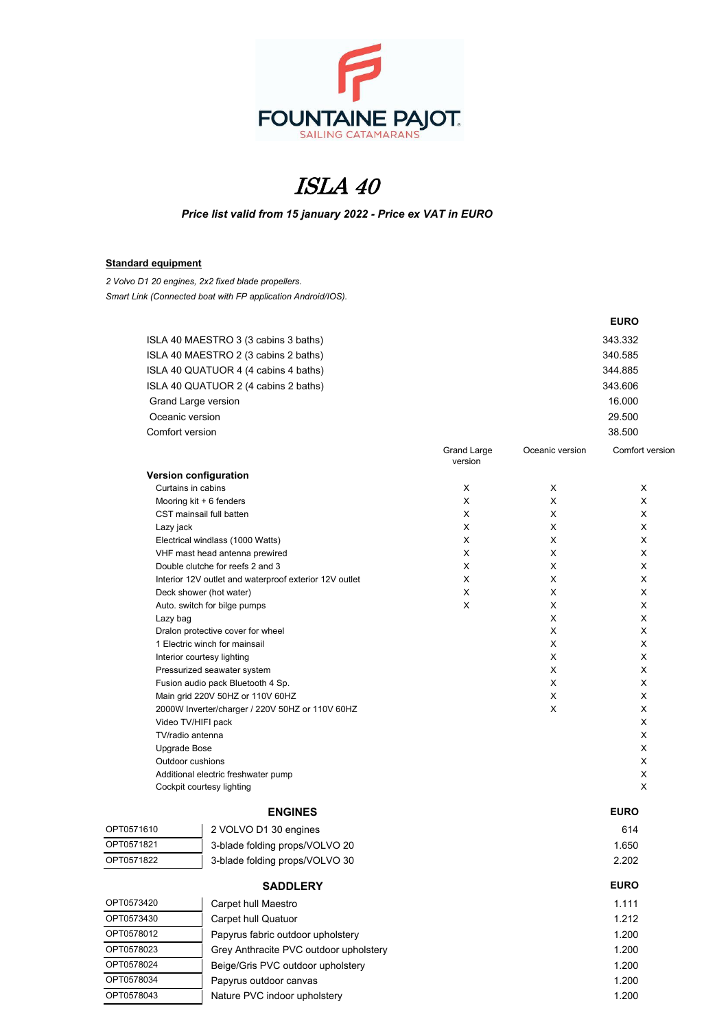FOUNTAINE PAJOT
SAILING CATAMARANS

# *ISLA 40*

***Price list valid from 15 january 2022 - Price ex VAT in EURO***

**Standard equipment**

*2 Volvo D1 20 engines, 2x2 fixed blade propellers.*
*Smart Link (Connected boat with FP application Android/IOS).*

| | EURO |
|---|---|
| ISLA 40 MAESTRO 3 (3 cabins 3 baths) | 343.332 |
| ISLA 40 MAESTRO 2 (3 cabins 2 baths) | 340.585 |
| ISLA 40 QUATUOR 4 (4 cabins 4 baths) | 344.885 |
| ISLA 40 QUATUOR 2 (4 cabins 2 baths) | 343.606 |
| Grand Large version | 16.000 |
| Oceanic version | 29.500 |
| Comfort version | 38.500 |

| **Version configuration** | Grand Large version | Oceanic version | Comfort version |
|---|---|---|---|
| Curtains in cabins | X | X | X |
| Mooring kit + 6 fenders | X | X | X |
| CST mainsail full batten | X | X | X |
| Lazy jack | X | X | X |
| Electrical windlass (1000 Watts) | X | X | X |
| VHF mast head antenna prewired | X | X | X |
| Double clutche for reefs 2 and 3 | X | X | X |
| Interior 12V outlet and waterproof exterior 12V outlet | X | X | X |
| Deck shower (hot water) | X | X | X |
| Auto. switch for bilge pumps | X | X | X |
| Lazy bag | | X | X |
| Dralon protective cover for wheel | | X | X |
| 1 Electric winch for mainsail | | X | X |
| Interior courtesy lighting | | X | X |
| Pressurized seawater system | | X | X |
| Fusion audio pack Bluetooth 4 Sp. | | X | X |
| Main grid 220V 50HZ or 110V 60HZ | | X | X |
| 2000W Inverter/charger / 220V 50HZ or 110V 60HZ | | X | X |
| Video TV/HIFI pack | | | X |
| TV/radio antenna | | | X |
| Upgrade Bose | | | X |
| Outdoor cushions | | | X |
| Additional electric freshwater pump | | | X |
| Cockpit courtesy lighting | | | X |

| | **ENGINES** | **EURO** |
|---|---|---|
| OPT0571610 | 2 VOLVO D1 30 engines | 614 |
| OPT0571821 | 3-blade folding props/VOLVO 20 | 1.650 |
| OPT0571822 | 3-blade folding props/VOLVO 30 | 2.202 |

| | **SADDLERY** | **EURO** |
|---|---|---|
| OPT0573420 | Carpet hull Maestro | 1.111 |
| OPT0573430 | Carpet hull Quatuor | 1.212 |
| OPT0578012 | Papyrus fabric outdoor upholstery | 1.200 |
| OPT0578023 | Grey Anthracite PVC outdoor upholstery | 1.200 |
| OPT0578024 | Beige/Gris PVC outdoor upholstery | 1.200 |
| OPT0578034 | Papyrus outdoor canvas | 1.200 |
| OPT0578043 | Nature PVC indoor upholstery | 1.200 |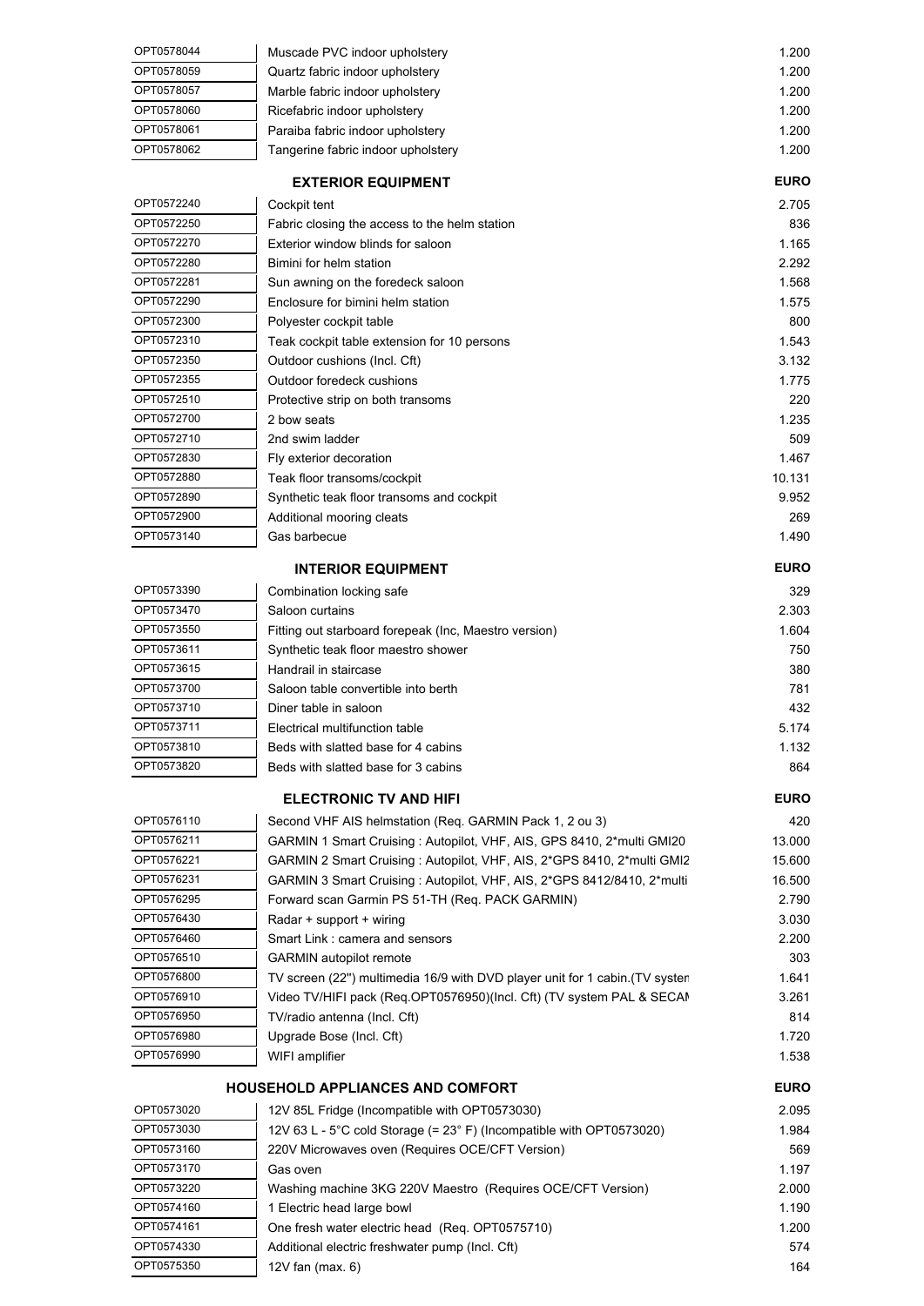| | | |
|---|---|---|
| OPT0578044 | Muscade PVC indoor upholstery | 1.200 |
| OPT0578059 | Quartz fabric indoor upholstery | 1.200 |
| OPT0578057 | Marble fabric indoor upholstery | 1.200 |
| OPT0578060 | Ricefabric indoor upholstery | 1.200 |
| OPT0578061 | Paraiba fabric indoor upholstery | 1.200 |
| OPT0578062 | Tangerine fabric indoor upholstery | 1.200 |

| | **EXTERIOR EQUIPMENT** | **EURO** |
|---|---|---|
| OPT0572240 | Cockpit tent | 2.705 |
| OPT0572250 | Fabric closing the access to the helm station | 836 |
| OPT0572270 | Exterior window blinds for saloon | 1.165 |
| OPT0572280 | Bimini for helm station | 2.292 |
| OPT0572281 | Sun awning on the foredeck saloon | 1.568 |
| OPT0572290 | Enclosure for bimini helm station | 1.575 |
| OPT0572300 | Polyester cockpit table | 800 |
| OPT0572310 | Teak cockpit table extension for 10 persons | 1.543 |
| OPT0572350 | Outdoor cushions (Incl. Cft) | 3.132 |
| OPT0572355 | Outdoor foredeck cushions | 1.775 |
| OPT0572510 | Protective strip on both transoms | 220 |
| OPT0572700 | 2 bow seats | 1.235 |
| OPT0572710 | 2nd swim ladder | 509 |
| OPT0572830 | Fly exterior decoration | 1.467 |
| OPT0572880 | Teak floor transoms/cockpit | 10.131 |
| OPT0572890 | Synthetic teak floor transoms and cockpit | 9.952 |
| OPT0572900 | Additional mooring cleats | 269 |
| OPT0573140 | Gas barbecue | 1.490 |

| | **INTERIOR EQUIPMENT** | **EURO** |
|---|---|---|
| OPT0573390 | Combination locking safe | 329 |
| OPT0573470 | Saloon curtains | 2.303 |
| OPT0573550 | Fitting out starboard forepeak (Inc, Maestro version) | 1.604 |
| OPT0573611 | Synthetic teak floor maestro shower | 750 |
| OPT0573615 | Handrail in staircase | 380 |
| OPT0573700 | Saloon table convertible into berth | 781 |
| OPT0573710 | Diner table in saloon | 432 |
| OPT0573711 | Electrical multifunction table | 5.174 |
| OPT0573810 | Beds with slatted base for 4 cabins | 1.132 |
| OPT0573820 | Beds with slatted base for 3 cabins | 864 |

| | **ELECTRONIC TV AND HIFI** | **EURO** |
|---|---|---|
| OPT0576110 | Second VHF AIS helmstation (Req. GARMIN Pack 1, 2 ou 3) | 420 |
| OPT0576211 | GARMIN 1 Smart Cruising : Autopilot, VHF, AIS, GPS 8410, 2*multi GMI20 | 13.000 |
| OPT0576221 | GARMIN 2 Smart Cruising : Autopilot, VHF, AIS, 2*GPS 8410, 2*multi GMI2 | 15.600 |
| OPT0576231 | GARMIN 3 Smart Cruising : Autopilot, VHF, AIS, 2*GPS 8412/8410, 2*multi | 16.500 |
| OPT0576295 | Forward scan Garmin PS 51-TH (Req. PACK GARMIN) | 2.790 |
| OPT0576430 | Radar + support + wiring | 3.030 |
| OPT0576460 | Smart Link : camera and sensors | 2.200 |
| OPT0576510 | GARMIN autopilot remote | 303 |
| OPT0576800 | TV screen (22'') multimedia 16/9 with DVD player unit for 1 cabin.(TV systen | 1.641 |
| OPT0576910 | Video TV/HIFI pack (Req.OPT0576950)(Incl. Cft) (TV system PAL & SECAM | 3.261 |
| OPT0576950 | TV/radio antenna (Incl. Cft) | 814 |
| OPT0576980 | Upgrade Bose (Incl. Cft) | 1.720 |
| OPT0576990 | WIFI amplifier | 1.538 |

| | **HOUSEHOLD APPLIANCES AND COMFORT** | **EURO** |
|---|---|---|
| OPT0573020 | 12V 85L Fridge (Incompatible with OPT0573030) | 2.095 |
| OPT0573030 | 12V 63 L - 5°C cold Storage (= 23° F) (Incompatible with OPT0573020) | 1.984 |
| OPT0573160 | 220V Microwaves oven (Requires OCE/CFT Version) | 569 |
| OPT0573170 | Gas oven | 1.197 |
| OPT0573220 | Washing machine 3KG 220V Maestro (Requires OCE/CFT Version) | 2.000 |
| OPT0574160 | 1 Electric head large bowl | 1.190 |
| OPT0574161 | One fresh water electric head (Req. OPT0575710) | 1.200 |
| OPT0574330 | Additional electric freshwater pump (Incl. Cft) | 574 |
| OPT0575350 | 12V fan (max. 6) | 164 |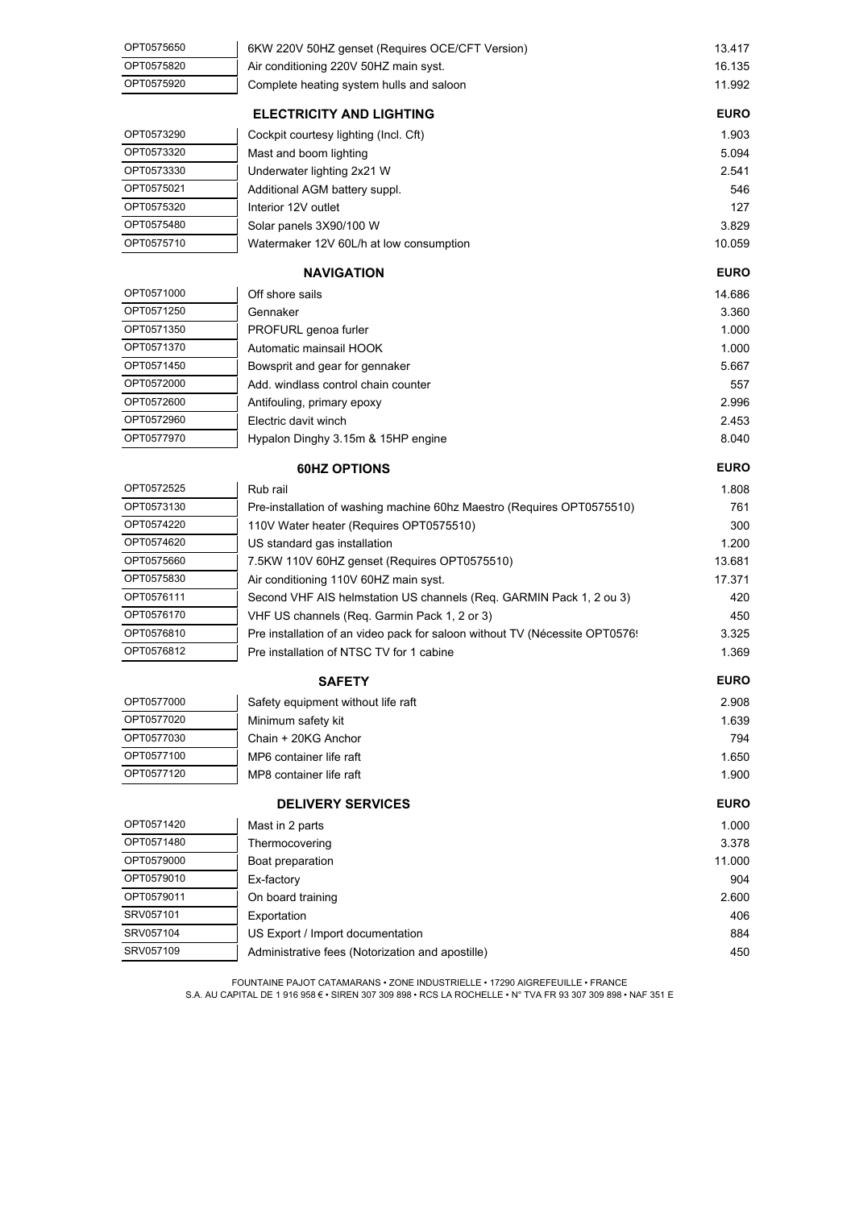| | | |
|---|---|---|
| OPT0575650 | 6KW 220V 50HZ genset (Requires OCE/CFT Version) | 13.417 |
| OPT0575820 | Air conditioning 220V 50HZ main syst. | 16.135 |
| OPT0575920 | Complete heating system hulls and saloon | 11.992 |

| | ELECTRICITY AND LIGHTING | EURO |
|---|---|---|
| OPT0573290 | Cockpit courtesy lighting (Incl. Cft) | 1.903 |
| OPT0573320 | Mast and boom lighting | 5.094 |
| OPT0573330 | Underwater lighting 2x21 W | 2.541 |
| OPT0575021 | Additional AGM battery suppl. | 546 |
| OPT0575320 | Interior 12V outlet | 127 |
| OPT0575480 | Solar panels 3X90/100 W | 3.829 |
| OPT0575710 | Watermaker 12V 60L/h at low consumption | 10.059 |

| | NAVIGATION | EURO |
|---|---|---|
| OPT0571000 | Off shore sails | 14.686 |
| OPT0571250 | Gennaker | 3.360 |
| OPT0571350 | PROFURL genoa furler | 1.000 |
| OPT0571370 | Automatic mainsail HOOK | 1.000 |
| OPT0571450 | Bowsprit and gear for gennaker | 5.667 |
| OPT0572000 | Add. windlass control chain counter | 557 |
| OPT0572600 | Antifouling, primary epoxy | 2.996 |
| OPT0572960 | Electric davit winch | 2.453 |
| OPT0577970 | Hypalon Dinghy 3.15m & 15HP engine | 8.040 |

| | 60HZ OPTIONS | EURO |
|---|---|---|
| OPT0572525 | Rub rail | 1.808 |
| OPT0573130 | Pre-installation of washing machine 60hz Maestro (Requires OPT0575510) | 761 |
| OPT0574220 | 110V Water heater (Requires OPT0575510) | 300 |
| OPT0574620 | US standard gas installation | 1.200 |
| OPT0575660 | 7.5KW 110V 60HZ genset (Requires OPT0575510) | 13.681 |
| OPT0575830 | Air conditioning 110V 60HZ main syst. | 17.371 |
| OPT0576111 | Second VHF AIS helmstation US channels (Req. GARMIN Pack 1, 2 ou 3) | 420 |
| OPT0576170 | VHF US channels (Req. Garmin Pack 1, 2 or 3) | 450 |
| OPT0576810 | Pre installation of an video pack for saloon without TV (Nécessite OPT0576! | 3.325 |
| OPT0576812 | Pre installation of NTSC TV for 1 cabine | 1.369 |

| | SAFETY | EURO |
|---|---|---|
| OPT0577000 | Safety equipment without life raft | 2.908 |
| OPT0577020 | Minimum safety kit | 1.639 |
| OPT0577030 | Chain + 20KG Anchor | 794 |
| OPT0577100 | MP6 container life raft | 1.650 |
| OPT0577120 | MP8 container life raft | 1.900 |

| | DELIVERY SERVICES | EURO |
|---|---|---|
| OPT0571420 | Mast in 2 parts | 1.000 |
| OPT0571480 | Thermocovering | 3.378 |
| OPT0579000 | Boat preparation | 11.000 |
| OPT0579010 | Ex-factory | 904 |
| OPT0579011 | On board training | 2.600 |
| SRV057101 | Exportation | 406 |
| SRV057104 | US Export / Import documentation | 884 |
| SRV057109 | Administrative fees (Notorization and apostille) | 450 |

FOUNTAINE PAJOT CATAMARANS • ZONE INDUSTRIELLE • 17290 AIGREFEUILLE • FRANCE
S.A. AU CAPITAL DE 1 916 958 € • SIREN 307 309 898 • RCS LA ROCHELLE • N° TVA FR 93 307 309 898 • NAF 351 E